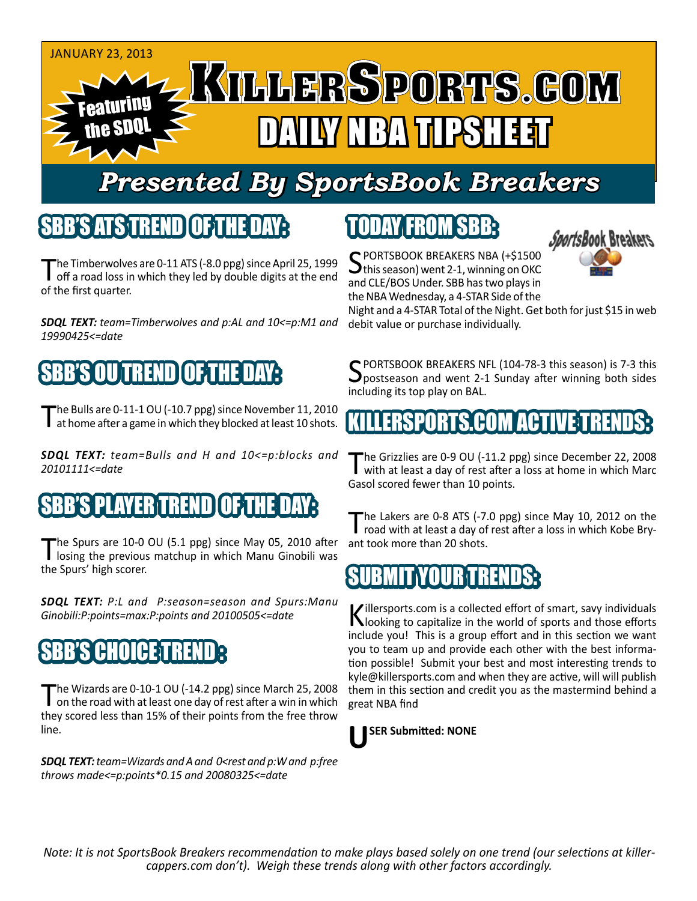JANUARY 23, 2013

# KillerSports.com

## DAILY NBA TIPSHEET

Featuring the SDQL

## Presented By SportsBook Breakers

## SBB'S ATS TREND OF THE DAY:

The Timberwolves are 0-11 ATS (-8.0 ppg) since April 25, 1999 off a road loss in which they led by double digits at the end of the first quarter.

***SDQL TEXT:*** *team=Timberwolves and p:AL and 10<=p:M1 and 19990425<=date*

## SBB'S OU TREND OF THE DAY:

The Bulls are 0-11-1 OU (-10.7 ppg) since November 11, 2010 at home after a game in which they blocked at least 10 shots.

***SDQL TEXT:*** *team=Bulls and H and 10<=p:blocks and 20101111<=date*

## SBB'S PLAYER TREND OF THE DAY:

The Spurs are 10-0 OU (5.1 ppg) since May 05, 2010 after losing the previous matchup in which Manu Ginobili was the Spurs' high scorer.

***SDQL TEXT:*** *P:L and P:season=season and Spurs:Manu Ginobili:P:points=max:P:points and 20100505<=date*

## SBB'S CHOICE TREND:

The Wizards are 0-10-1 OU (-14.2 ppg) since March 25, 2008 on the road with at least one day of rest after a win in which they scored less than 15% of their points from the free throw line.

***SDQL TEXT:*** *team=Wizards and A and 0<rest and p:W and p:free throws made<=p:points*0.15 and 20080325<=date*

## TODAY FROM SBB:

SportsBook Breakers

SPORTSBOOK BREAKERS NBA (+$1500 this season) went 2-1, winning on OKC and CLE/BOS Under. SBB has two plays in the NBA Wednesday, a 4-STAR Side of the Night and a 4-STAR Total of the Night. Get both for just $15 in web debit value or purchase individually.

SPORTSBOOK BREAKERS NFL (104-78-3 this season) is 7-3 this postseason and went 2-1 Sunday after winning both sides including its top play on BAL.

## KILLERSPORTS.COM ACTIVE TRENDS:

The Grizzlies are 0-9 OU (-11.2 ppg) since December 22, 2008 with at least a day of rest after a loss at home in which Marc Gasol scored fewer than 10 points.

The Lakers are 0-8 ATS (-7.0 ppg) since May 10, 2012 on the road with at least a day of rest after a loss in which Kobe Bryant took more than 20 shots.

## SUBMIT YOUR TRENDS:

Killersports.com is a collected effort of smart, savy individuals looking to capitalize in the world of sports and those efforts include you! This is a group effort and in this section we want you to team up and provide each other with the best information possible! Submit your best and most interesting trends to kyle@killersports.com and when they are active, will will publish them in this section and credit you as the mastermind behind a great NBA find

**USER Submitted: NONE**

*Note: It is not SportsBook Breakers recommendation to make plays based solely on one trend (our selections at killercappers.com don't). Weigh these trends along with other factors accordingly.*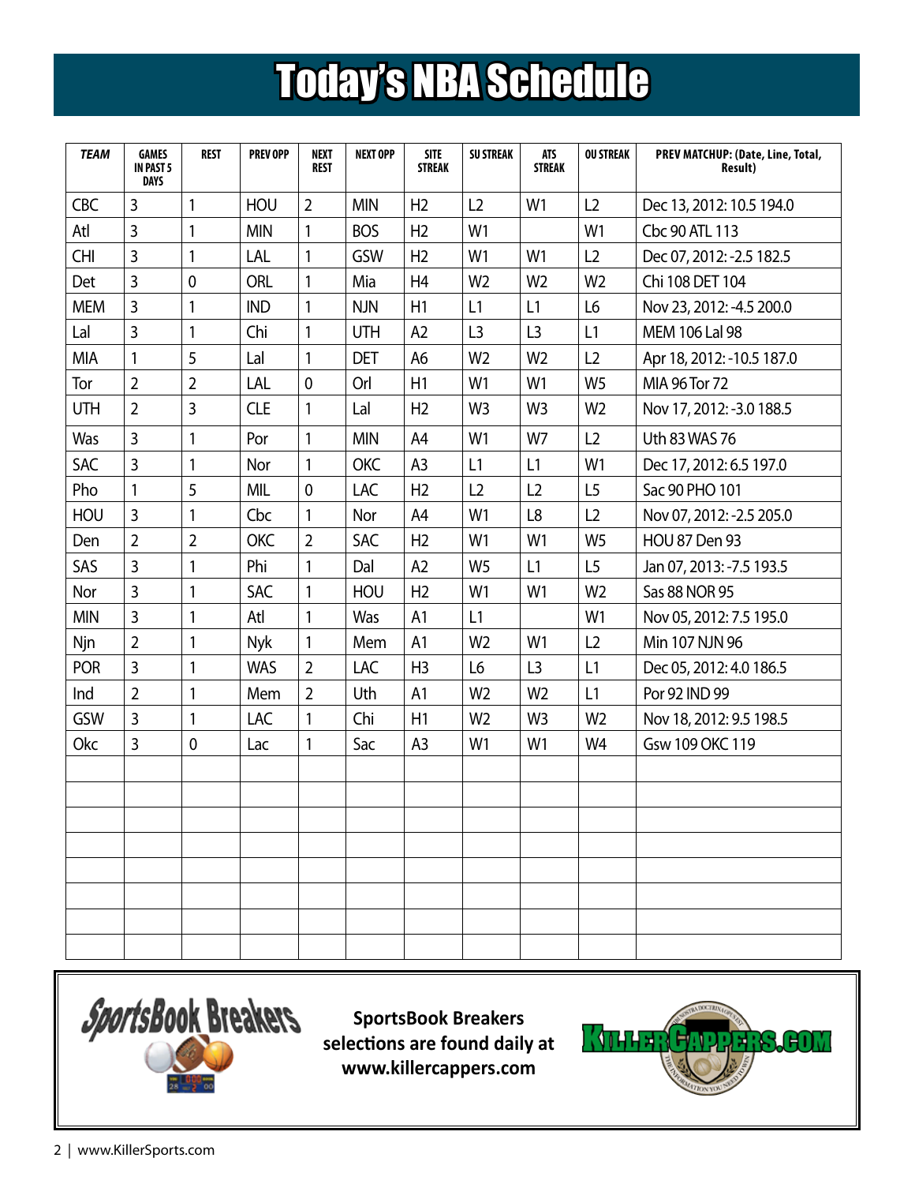# Today's NBA Schedule

| TEAM | GAMES IN PAST 5 DAYS | REST | PREV OPP | NEXT REST | NEXT OPP | SITE STREAK | SU STREAK | ATS STREAK | OU STREAK | PREV MATCHUP: (Date, Line, Total, Result) |
|---|---|---|---|---|---|---|---|---|---|---|
| CBC | 3 | 1 | HOU | 2 | MIN | H2 | L2 | W1 | L2 | Dec 13, 2012: 10.5 194.0 |
| Atl | 3 | 1 | MIN | 1 | BOS | H2 | W1 | | W1 | Cbc 90 ATL 113 |
| CHI | 3 | 1 | LAL | 1 | GSW | H2 | W1 | W1 | L2 | Dec 07, 2012: -2.5 182.5 |
| Det | 3 | 0 | ORL | 1 | Mia | H4 | W2 | W2 | W2 | Chi 108 DET 104 |
| MEM | 3 | 1 | IND | 1 | NJN | H1 | L1 | L1 | L6 | Nov 23, 2012: -4.5 200.0 |
| Lal | 3 | 1 | Chi | 1 | UTH | A2 | L3 | L3 | L1 | MEM 106 Lal 98 |
| MIA | 1 | 5 | Lal | 1 | DET | A6 | W2 | W2 | L2 | Apr 18, 2012: -10.5 187.0 |
| Tor | 2 | 2 | LAL | 0 | Orl | H1 | W1 | W1 | W5 | MIA 96 Tor 72 |
| UTH | 2 | 3 | CLE | 1 | Lal | H2 | W3 | W3 | W2 | Nov 17, 2012: -3.0 188.5 |
| Was | 3 | 1 | Por | 1 | MIN | A4 | W1 | W7 | L2 | Uth 83 WAS 76 |
| SAC | 3 | 1 | Nor | 1 | OKC | A3 | L1 | L1 | W1 | Dec 17, 2012: 6.5 197.0 |
| Pho | 1 | 5 | MIL | 0 | LAC | H2 | L2 | L2 | L5 | Sac 90 PHO 101 |
| HOU | 3 | 1 | Cbc | 1 | Nor | A4 | W1 | L8 | L2 | Nov 07, 2012: -2.5 205.0 |
| Den | 2 | 2 | OKC | 2 | SAC | H2 | W1 | W1 | W5 | HOU 87 Den 93 |
| SAS | 3 | 1 | Phi | 1 | Dal | A2 | W5 | L1 | L5 | Jan 07, 2013: -7.5 193.5 |
| Nor | 3 | 1 | SAC | 1 | HOU | H2 | W1 | W1 | W2 | Sas 88 NOR 95 |
| MIN | 3 | 1 | Atl | 1 | Was | A1 | L1 | | W1 | Nov 05, 2012: 7.5 195.0 |
| Njn | 2 | 1 | Nyk | 1 | Mem | A1 | W2 | W1 | L2 | Min 107 NJN 96 |
| POR | 3 | 1 | WAS | 2 | LAC | H3 | L6 | L3 | L1 | Dec 05, 2012: 4.0 186.5 |
| Ind | 2 | 1 | Mem | 2 | Uth | A1 | W2 | W2 | L1 | Por 92 IND 99 |
| GSW | 3 | 1 | LAC | 1 | Chi | H1 | W2 | W3 | W2 | Nov 18, 2012: 9.5 198.5 |
| Okc | 3 | 0 | Lac | 1 | Sac | A3 | W1 | W1 | W4 | Gsw 109 OKC 119 |

SportsBook Breakers

**SportsBook Breakers selections are found daily at www.killercappers.com**

KILLERCAPPERS.COM